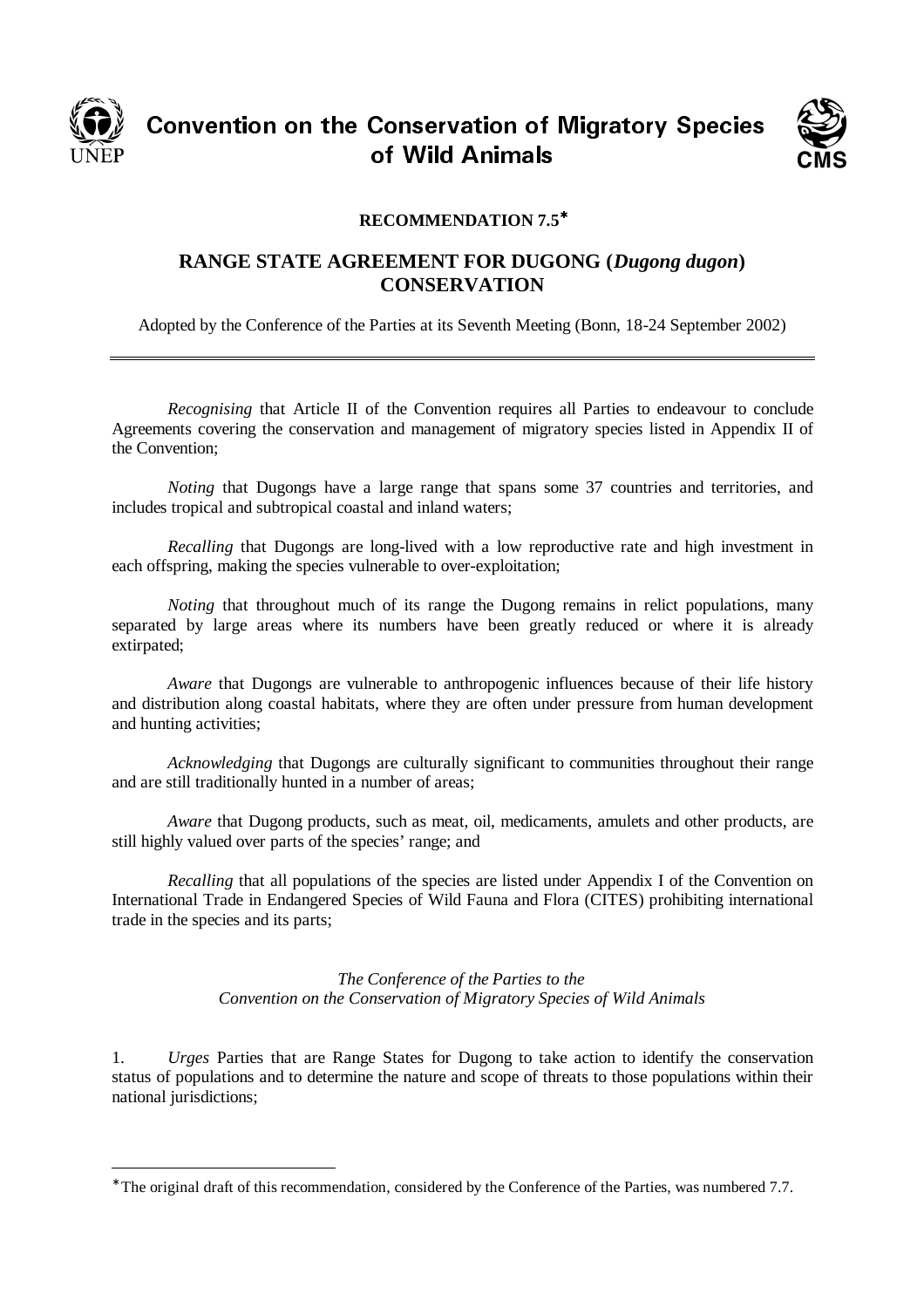Convention on the Conservation of Migratory Species of Wild Animals

UNEP

CMS

**RECOMMENDATION 7.5***

## RANGE STATE AGREEMENT FOR DUGONG (*Dugong dugon*) CONSERVATION

Adopted by the Conference of the Parties at its Seventh Meeting (Bonn, 18-24 September 2002)

---

*Recognising* that Article II of the Convention requires all Parties to endeavour to conclude Agreements covering the conservation and management of migratory species listed in Appendix II of the Convention;

*Noting* that Dugongs have a large range that spans some 37 countries and territories, and includes tropical and subtropical coastal and inland waters;

*Recalling* that Dugongs are long-lived with a low reproductive rate and high investment in each offspring, making the species vulnerable to over-exploitation;

*Noting* that throughout much of its range the Dugong remains in relict populations, many separated by large areas where its numbers have been greatly reduced or where it is already extirpated;

*Aware* that Dugongs are vulnerable to anthropogenic influences because of their life history and distribution along coastal habitats, where they are often under pressure from human development and hunting activities;

*Acknowledging* that Dugongs are culturally significant to communities throughout their range and are still traditionally hunted in a number of areas;

*Aware* that Dugong products, such as meat, oil, medicaments, amulets and other products, are still highly valued over parts of the species' range; and

*Recalling* that all populations of the species are listed under Appendix I of the Convention on International Trade in Endangered Species of Wild Fauna and Flora (CITES) prohibiting international trade in the species and its parts;

*The Conference of the Parties to the*
*Convention on the Conservation of Migratory Species of Wild Animals*

1. *Urges* Parties that are Range States for Dugong to take action to identify the conservation status of populations and to determine the nature and scope of threats to those populations within their national jurisdictions;

---

* The original draft of this recommendation, considered by the Conference of the Parties, was numbered 7.7.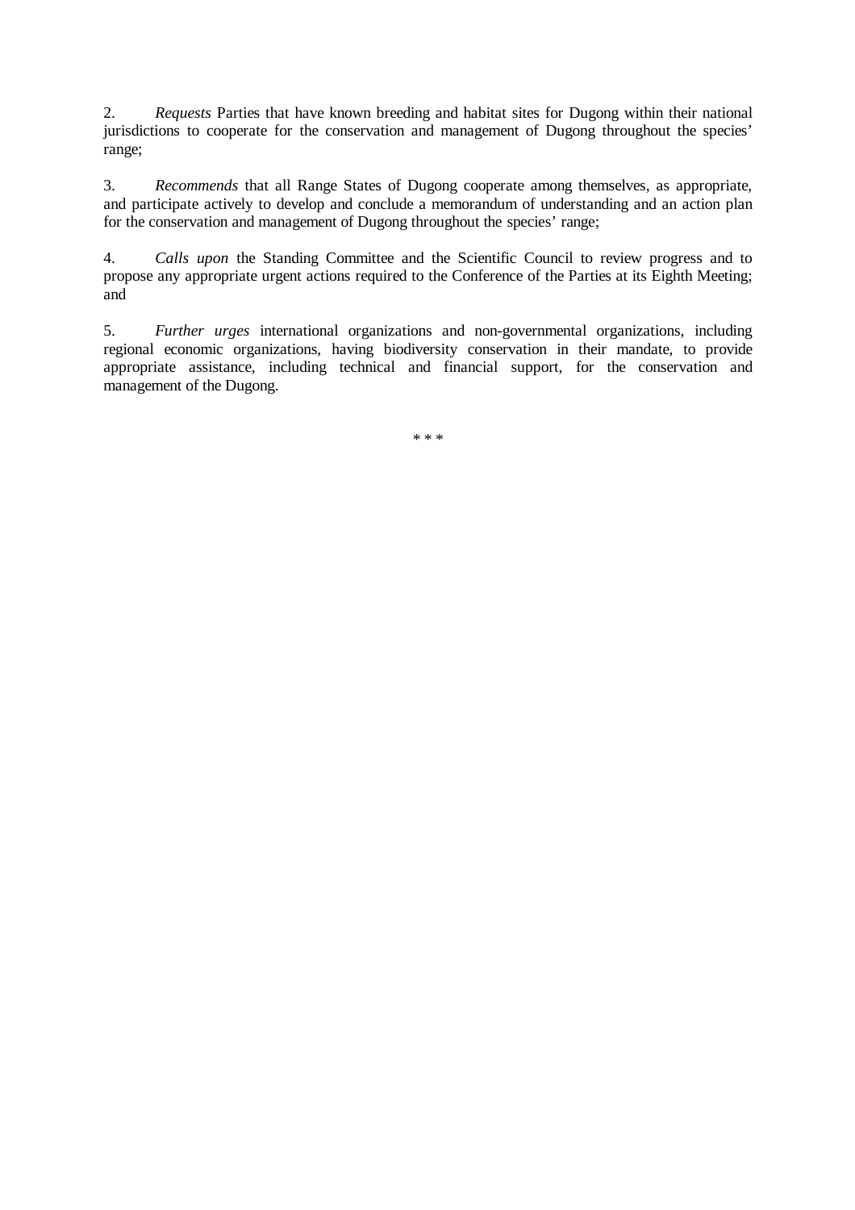2. *Requests* Parties that have known breeding and habitat sites for Dugong within their national jurisdictions to cooperate for the conservation and management of Dugong throughout the species' range;

3. *Recommends* that all Range States of Dugong cooperate among themselves, as appropriate, and participate actively to develop and conclude a memorandum of understanding and an action plan for the conservation and management of Dugong throughout the species' range;

4. *Calls upon* the Standing Committee and the Scientific Council to review progress and to propose any appropriate urgent actions required to the Conference of the Parties at its Eighth Meeting; and

5. *Further urges* international organizations and non-governmental organizations, including regional economic organizations, having biodiversity conservation in their mandate, to provide appropriate assistance, including technical and financial support, for the conservation and management of the Dugong.

\* \* \*